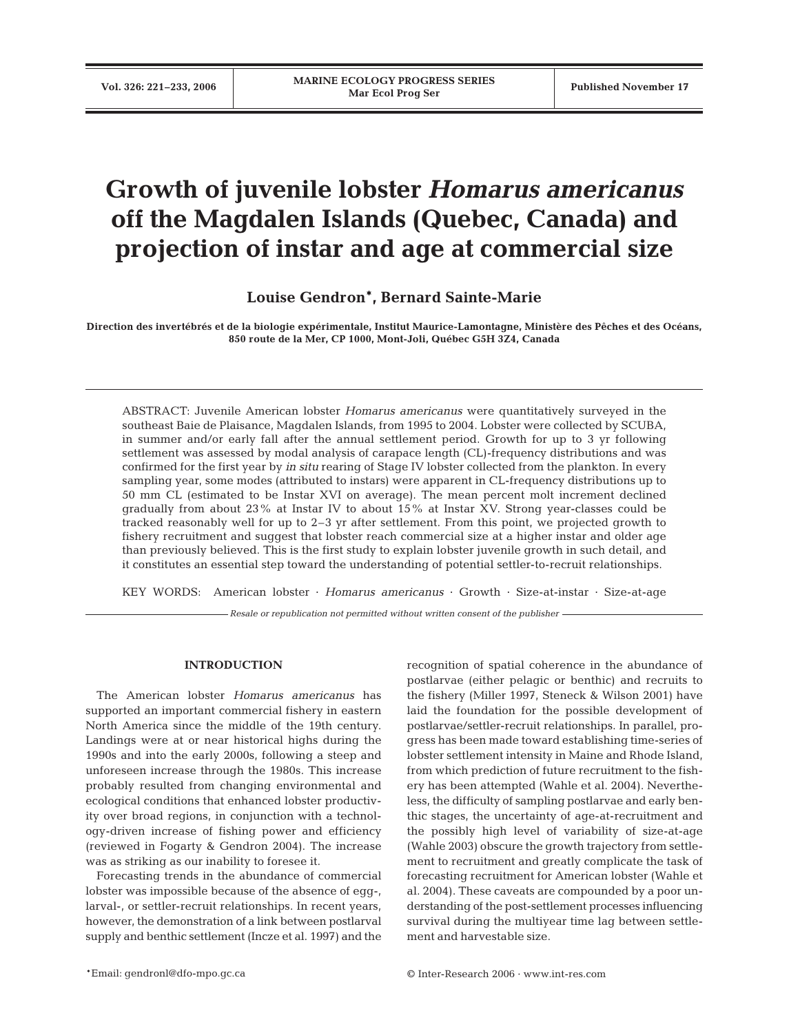# Growth of juvenile lobster *Homarus americanus* off the Magdalen Islands (Quebec, Canada) and projection of instar and age at commercial size

**Louise Gendron*, Bernard Sainte-Marie**

**Direction des invertébrés et de la biologie expérimentale, Institut Maurice-Lamontagne, Ministère des Pêches et des Océans, 850 route de la Mer, CP 1000, Mont-Joli, Québec G5H 3Z4, Canada**

ABSTRACT: Juvenile American lobster *Homarus americanus* were quantitatively surveyed in the southeast Baie de Plaisance, Magdalen Islands, from 1995 to 2004. Lobster were collected by SCUBA, in summer and/or early fall after the annual settlement period. Growth for up to 3 yr following settlement was assessed by modal analysis of carapace length (CL)-frequency distributions and was confirmed for the first year by *in situ* rearing of Stage IV lobster collected from the plankton. In every sampling year, some modes (attributed to instars) were apparent in CL-frequency distributions up to 50 mm CL (estimated to be Instar XVI on average). The mean percent molt increment declined gradually from about 23% at Instar IV to about 15% at Instar XV. Strong year-classes could be tracked reasonably well for up to 2–3 yr after settlement. From this point, we projected growth to fishery recruitment and suggest that lobster reach commercial size at a higher instar and older age than previously believed. This is the first study to explain lobster juvenile growth in such detail, and it constitutes an essential step toward the understanding of potential settler-to-recruit relationships.

KEY WORDS: American lobster · *Homarus americanus* · Growth · Size-at-instar · Size-at-age

*Resale or republication not permitted without written consent of the publisher*

## INTRODUCTION

The American lobster *Homarus americanus* has supported an important commercial fishery in eastern North America since the middle of the 19th century. Landings were at or near historical highs during the 1990s and into the early 2000s, following a steep and unforeseen increase through the 1980s. This increase probably resulted from changing environmental and ecological conditions that enhanced lobster productivity over broad regions, in conjunction with a technology-driven increase of fishing power and efficiency (reviewed in Fogarty & Gendron 2004). The increase was as striking as our inability to foresee it.

Forecasting trends in the abundance of commercial lobster was impossible because of the absence of egg-, larval-, or settler-recruit relationships. In recent years, however, the demonstration of a link between postlarval supply and benthic settlement (Incze et al. 1997) and the recognition of spatial coherence in the abundance of postlarvae (either pelagic or benthic) and recruits to the fishery (Miller 1997, Steneck & Wilson 2001) have laid the foundation for the possible development of postlarvae/settler-recruit relationships. In parallel, progress has been made toward establishing time-series of lobster settlement intensity in Maine and Rhode Island, from which prediction of future recruitment to the fishery has been attempted (Wahle et al. 2004). Nevertheless, the difficulty of sampling postlarvae and early benthic stages, the uncertainty of age-at-recruitment and the possibly high level of variability of size-at-age (Wahle 2003) obscure the growth trajectory from settlement to recruitment and greatly complicate the task of forecasting recruitment for American lobster (Wahle et al. 2004). These caveats are compounded by a poor understanding of the post-settlement processes influencing survival during the multiyear time lag between settlement and harvestable size.

*Email: gendronl@dfo-mpo.gc.ca

© Inter-Research 2006 · www.int-res.com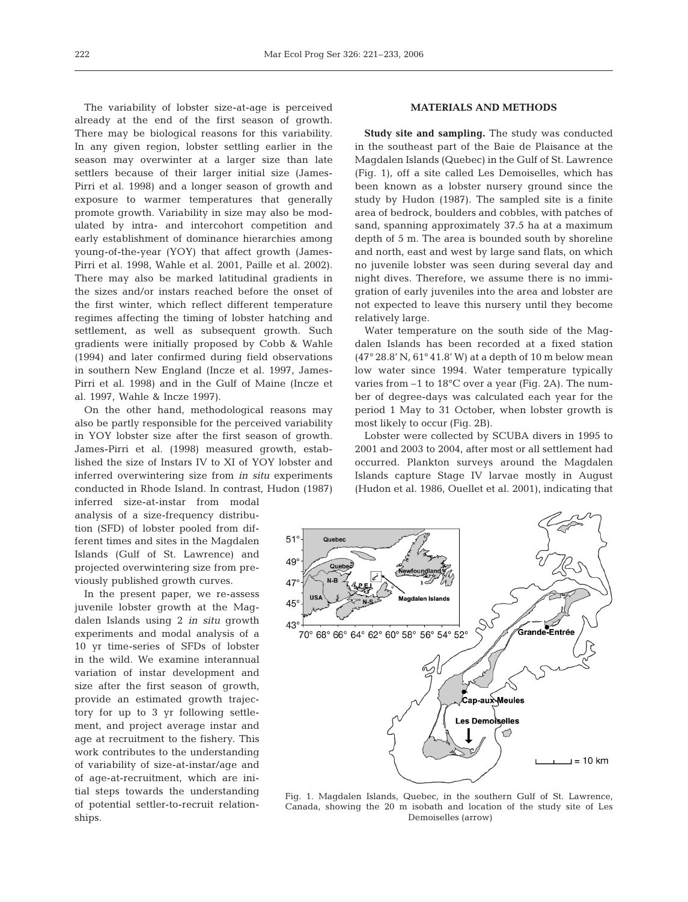The variability of lobster size-at-age is perceived already at the end of the first season of growth. There may be biological reasons for this variability. In any given region, lobster settling earlier in the season may overwinter at a larger size than late settlers because of their larger initial size (James-Pirri et al. 1998) and a longer season of growth and exposure to warmer temperatures that generally promote growth. Variability in size may also be modulated by intra- and intercohort competition and early establishment of dominance hierarchies among young-of-the-year (YOY) that affect growth (James-Pirri et al. 1998, Wahle et al. 2001, Paille et al. 2002). There may also be marked latitudinal gradients in the sizes and/or instars reached before the onset of the first winter, which reflect different temperature regimes affecting the timing of lobster hatching and settlement, as well as subsequent growth. Such gradients were initially proposed by Cobb & Wahle (1994) and later confirmed during field observations in southern New England (Incze et al. 1997, James-Pirri et al. 1998) and in the Gulf of Maine (Incze et al. 1997, Wahle & Incze 1997).

On the other hand, methodological reasons may also be partly responsible for the perceived variability in YOY lobster size after the first season of growth. James-Pirri et al. (1998) measured growth, established the size of Instars IV to XI of YOY lobster and inferred overwintering size from *in situ* experiments conducted in Rhode Island. In contrast, Hudon (1987) inferred size-at-instar from modal analysis of a size-frequency distribution (SFD) of lobster pooled from different times and sites in the Magdalen Islands (Gulf of St. Lawrence) and projected overwintering size from previously published growth curves.

In the present paper, we re-assess juvenile lobster growth at the Magdalen Islands using 2 *in situ* growth experiments and modal analysis of a 10 yr time-series of SFDs of lobster in the wild. We examine interannual variation of instar development and size after the first season of growth, provide an estimated growth trajectory for up to 3 yr following settlement, and project average instar and age at recruitment to the fishery. This work contributes to the understanding of variability of size-at-instar/age and of age-at-recruitment, which are initial steps towards the understanding of potential settler-to-recruit relationships.

## MATERIALS AND METHODS

**Study site and sampling.** The study was conducted in the southeast part of the Baie de Plaisance at the Magdalen Islands (Quebec) in the Gulf of St. Lawrence (Fig. 1), off a site called Les Demoiselles, which has been known as a lobster nursery ground since the study by Hudon (1987). The sampled site is a finite area of bedrock, boulders and cobbles, with patches of sand, spanning approximately 37.5 ha at a maximum depth of 5 m. The area is bounded south by shoreline and north, east and west by large sand flats, on which no juvenile lobster was seen during several day and night dives. Therefore, we assume there is no immigration of early juveniles into the area and lobster are not expected to leave this nursery until they become relatively large.

Water temperature on the south side of the Magdalen Islands has been recorded at a fixed station (47° 28.8′ N, 61° 41.8′ W) at a depth of 10 m below mean low water since 1994. Water temperature typically varies from –1 to 18°C over a year (Fig. 2A). The number of degree-days was calculated each year for the period 1 May to 31 October, when lobster growth is most likely to occur (Fig. 2B).

Lobster were collected by SCUBA divers in 1995 to 2001 and 2003 to 2004, after most or all settlement had occurred. Plankton surveys around the Magdalen Islands capture Stage IV larvae mostly in August (Hudon et al. 1986, Ouellet et al. 2001), indicating that

Fig. 1. Magdalen Islands, Quebec, in the southern Gulf of St. Lawrence, Canada, showing the 20 m isobath and location of the study site of Les Demoiselles (arrow)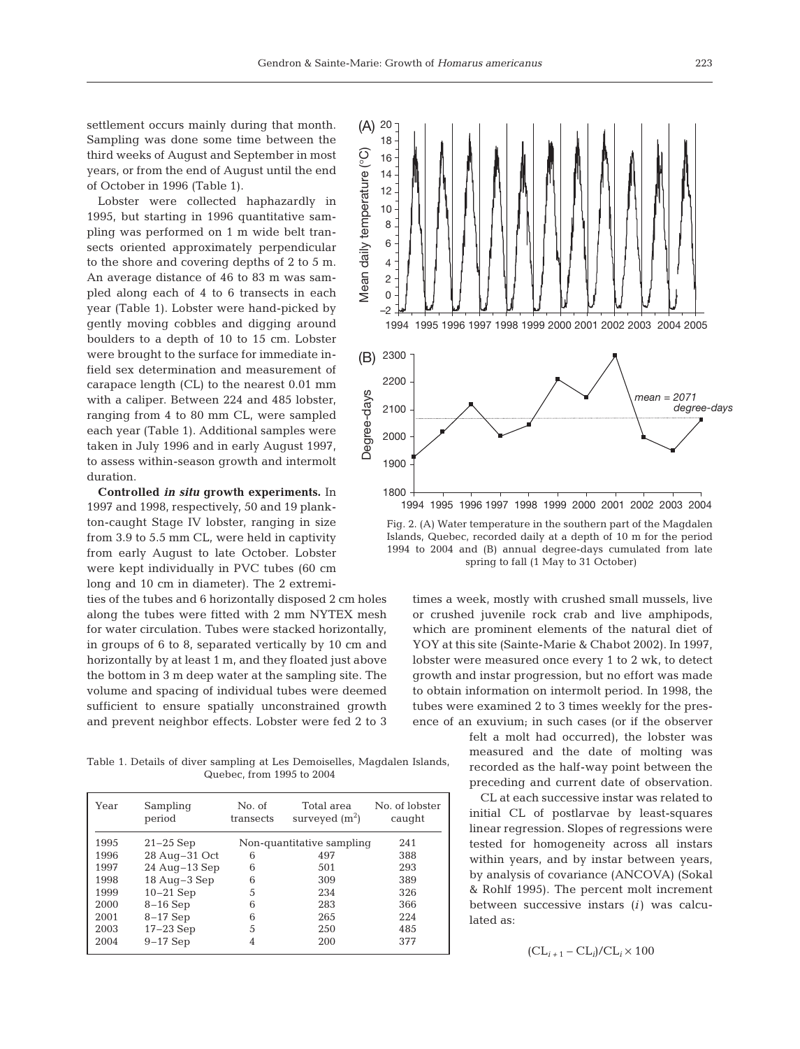settlement occurs mainly during that month. Sampling was done some time between the third weeks of August and September in most years, or from the end of August until the end of October in 1996 (Table 1).

Lobster were collected haphazardly in 1995, but starting in 1996 quantitative sampling was performed on 1 m wide belt transects oriented approximately perpendicular to the shore and covering depths of 2 to 5 m. An average distance of 46 to 83 m was sampled along each of 4 to 6 transects in each year (Table 1). Lobster were hand-picked by gently moving cobbles and digging around boulders to a depth of 10 to 15 cm. Lobster were brought to the surface for immediate in-field sex determination and measurement of carapace length (CL) to the nearest 0.01 mm with a caliper. Between 224 and 485 lobster, ranging from 4 to 80 mm CL, were sampled each year (Table 1). Additional samples were taken in July 1996 and in early August 1997, to assess within-season growth and intermolt duration.

**Controlled *in situ* growth experiments.** In 1997 and 1998, respectively, 50 and 19 plankton-caught Stage IV lobster, ranging in size from 3.9 to 5.5 mm CL, were held in captivity from early August to late October. Lobster were kept individually in PVC tubes (60 cm long and 10 cm in diameter). The 2 extremities of the tubes and 6 horizontally disposed 2 cm holes along the tubes were fitted with 2 mm NYTEX mesh for water circulation. Tubes were stacked horizontally, in groups of 6 to 8, separated vertically by 10 cm and horizontally by at least 1 m, and they floated just above the bottom in 3 m deep water at the sampling site. The volume and spacing of individual tubes were deemed sufficient to ensure spatially unconstrained growth and prevent neighbor effects. Lobster were fed 2 to 3 times a week, mostly with crushed small mussels, live or crushed juvenile rock crab and live amphipods, which are prominent elements of the natural diet of YOY at this site (Sainte-Marie & Chabot 2002). In 1997, lobster were measured once every 1 to 2 wk, to detect growth and instar progression, but no effort was made to obtain information on intermolt period. In 1998, the tubes were examined 2 to 3 times weekly for the presence of an exuvium; in such cases (or if the observer felt a molt had occurred), the lobster was measured and the date of molting was recorded as the half-way point between the preceding and current date of observation.

CL at each successive instar was related to initial CL of postlarvae by least-squares linear regression. Slopes of regressions were tested for homogeneity across all instars within years, and by instar between years, by analysis of covariance (ANCOVA) (Sokal & Rohlf 1995). The percent molt increment between successive instars ($i$) was calculated as:

$$(CL_{i+1} - CL_i)/CL_i \times 100$$

Fig. 2. (A) Water temperature in the southern part of the Magdalen Islands, Quebec, recorded daily at a depth of 10 m for the period 1994 to 2004 and (B) annual degree-days cumulated from late spring to fall (1 May to 31 October)

Table 1. Details of diver sampling at Les Demoiselles, Magdalen Islands, Quebec, from 1995 to 2004

| Year | Sampling period | No. of transects | Total area surveyed (m$^2$) | No. of lobster caught |
|---|---|---|---|---|
| 1995 | 21–25 Sep | Non-quantitative sampling | | 241 |
| 1996 | 28 Aug–31 Oct | 6 | 497 | 388 |
| 1997 | 24 Aug–13 Sep | 6 | 501 | 293 |
| 1998 | 18 Aug–3 Sep | 6 | 309 | 389 |
| 1999 | 10–21 Sep | 5 | 234 | 326 |
| 2000 | 8–16 Sep | 6 | 283 | 366 |
| 2001 | 8–17 Sep | 6 | 265 | 224 |
| 2003 | 17–23 Sep | 5 | 250 | 485 |
| 2004 | 9–17 Sep | 4 | 200 | 377 |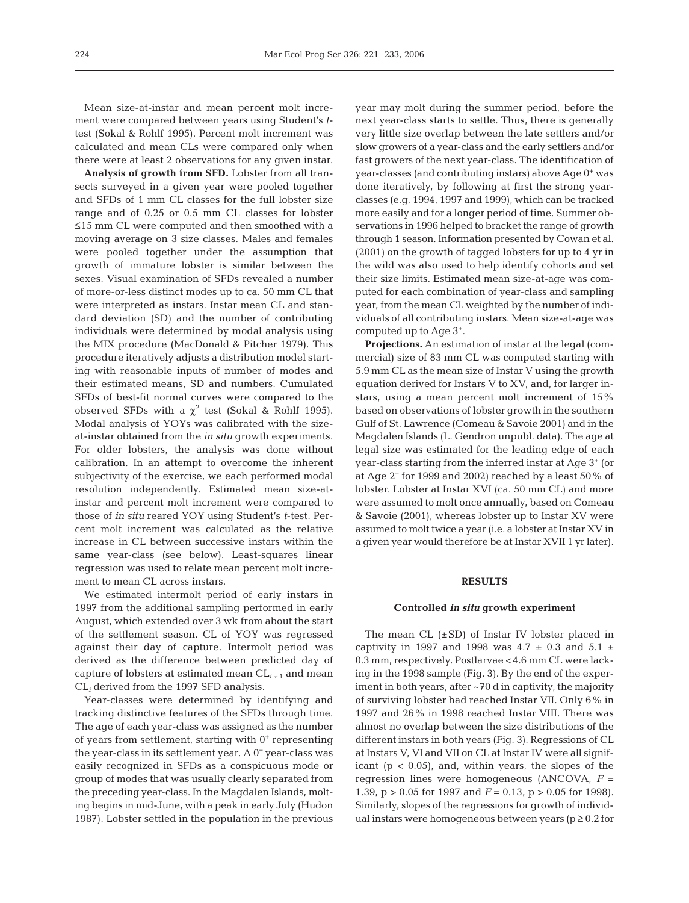Mean size-at-instar and mean percent molt increment were compared between years using Student's *t*-test (Sokal & Rohlf 1995). Percent molt increment was calculated and mean CLs were compared only when there were at least 2 observations for any given instar.

**Analysis of growth from SFD.** Lobster from all transects surveyed in a given year were pooled together and SFDs of 1 mm CL classes for the full lobster size range and of 0.25 or 0.5 mm CL classes for lobster ≤15 mm CL were computed and then smoothed with a moving average on 3 size classes. Males and females were pooled together under the assumption that growth of immature lobster is similar between the sexes. Visual examination of SFDs revealed a number of more-or-less distinct modes up to ca. 50 mm CL that were interpreted as instars. Instar mean CL and standard deviation (SD) and the number of contributing individuals were determined by modal analysis using the MIX procedure (MacDonald & Pitcher 1979). This procedure iteratively adjusts a distribution model starting with reasonable inputs of number of modes and their estimated means, SD and numbers. Cumulated SFDs of best-fit normal curves were compared to the observed SFDs with a $\chi^2$ test (Sokal & Rohlf 1995). Modal analysis of YOYs was calibrated with the size-at-instar obtained from the *in situ* growth experiments. For older lobsters, the analysis was done without calibration. In an attempt to overcome the inherent subjectivity of the exercise, we each performed modal resolution independently. Estimated mean size-at-instar and percent molt increment were compared to those of *in situ* reared YOY using Student's *t*-test. Percent molt increment was calculated as the relative increase in CL between successive instars within the same year-class (see below). Least-squares linear regression was used to relate mean percent molt increment to mean CL across instars.

We estimated intermolt period of early instars in 1997 from the additional sampling performed in early August, which extended over 3 wk from about the start of the settlement season. CL of YOY was regressed against their day of capture. Intermolt period was derived as the difference between predicted day of capture of lobsters at estimated mean $CL_{i+1}$ and mean $CL_i$ derived from the 1997 SFD analysis.

Year-classes were determined by identifying and tracking distinctive features of the SFDs through time. The age of each year-class was assigned as the number of years from settlement, starting with $0^+$ representing the year-class in its settlement year. A $0^+$ year-class was easily recognized in SFDs as a conspicuous mode or group of modes that was usually clearly separated from the preceding year-class. In the Magdalen Islands, molting begins in mid-June, with a peak in early July (Hudon 1987). Lobster settled in the population in the previous year may molt during the summer period, before the next year-class starts to settle. Thus, there is generally very little size overlap between the late settlers and/or slow growers of a year-class and the early settlers and/or fast growers of the next year-class. The identification of year-classes (and contributing instars) above Age $0^+$ was done iteratively, by following at first the strong year-classes (e.g. 1994, 1997 and 1999), which can be tracked more easily and for a longer period of time. Summer observations in 1996 helped to bracket the range of growth through 1 season. Information presented by Cowan et al. (2001) on the growth of tagged lobsters for up to 4 yr in the wild was also used to help identify cohorts and set their size limits. Estimated mean size-at-age was computed for each combination of year-class and sampling year, from the mean CL weighted by the number of individuals of all contributing instars. Mean size-at-age was computed up to Age $3^+$.

**Projections.** An estimation of instar at the legal (commercial) size of 83 mm CL was computed starting with 5.9 mm CL as the mean size of Instar V using the growth equation derived for Instars V to XV, and, for larger instars, using a mean percent molt increment of 15% based on observations of lobster growth in the southern Gulf of St. Lawrence (Comeau & Savoie 2001) and in the Magdalen Islands (L. Gendron unpubl. data). The age at legal size was estimated for the leading edge of each year-class starting from the inferred instar at Age $3^+$ (or at Age $2^+$ for 1999 and 2002) reached by a least 50% of lobster. Lobster at Instar XVI (ca. 50 mm CL) and more were assumed to molt once annually, based on Comeau & Savoie (2001), whereas lobster up to Instar XV were assumed to molt twice a year (i.e. a lobster at Instar XV in a given year would therefore be at Instar XVII 1 yr later).

## RESULTS

### Controlled *in situ* growth experiment

The mean CL (±SD) of Instar IV lobster placed in captivity in 1997 and 1998 was 4.7 ± 0.3 and 5.1 ± 0.3 mm, respectively. Postlarvae <4.6 mm CL were lacking in the 1998 sample (Fig. 3). By the end of the experiment in both years, after ~70 d in captivity, the majority of surviving lobster had reached Instar VII. Only 6% in 1997 and 26% in 1998 reached Instar VIII. There was almost no overlap between the size distributions of the different instars in both years (Fig. 3). Regressions of CL at Instars V, VI and VII on CL at Instar IV were all significant ($p < 0.05$), and, within years, the slopes of the regression lines were homogeneous (ANCOVA, $F = 1.39$, $p > 0.05$ for 1997 and $F = 0.13$, $p > 0.05$ for 1998). Similarly, slopes of the regressions for growth of individual instars were homogeneous between years ($p \geq 0.2$ for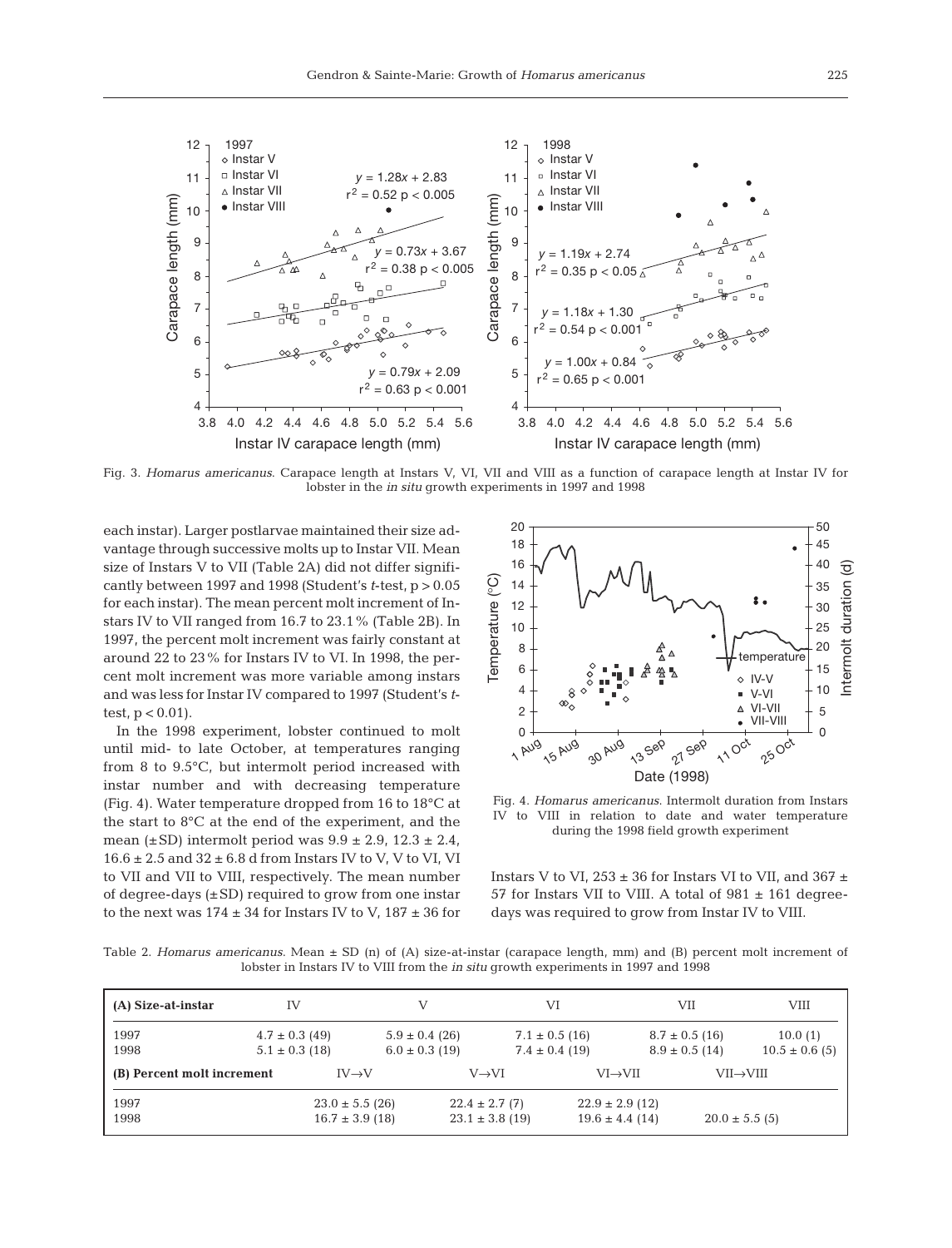Fig. 3. *Homarus americanus*. Carapace length at Instars V, VI, VII and VIII as a function of carapace length at Instar IV for lobster in the *in situ* growth experiments in 1997 and 1998

each instar). Larger postlarvae maintained their size advantage through successive molts up to Instar VII. Mean size of Instars V to VII (Table 2A) did not differ significantly between 1997 and 1998 (Student's *t*-test, $p > 0.05$ for each instar). The mean percent molt increment of Instars IV to VII ranged from 16.7 to 23.1% (Table 2B). In 1997, the percent molt increment was fairly constant at around 22 to 23% for Instars IV to VI. In 1998, the percent molt increment was more variable among instars and was less for Instar IV compared to 1997 (Student's *t*-test, $p < 0.01$).

In the 1998 experiment, lobster continued to molt until mid- to late October, at temperatures ranging from 8 to 9.5°C, but intermolt period increased with instar number and with decreasing temperature (Fig. 4). Water temperature dropped from 16 to 18°C at the start to 8°C at the end of the experiment, and the mean (±SD) intermolt period was 9.9 ± 2.9, 12.3 ± 2.4, 16.6 ± 2.5 and 32 ± 6.8 d from Instars IV to V, V to VI, VI to VII and VII to VIII, respectively. The mean number of degree-days (±SD) required to grow from one instar to the next was 174 ± 34 for Instars IV to V, 187 ± 36 for Instars V to VI, 253 ± 36 for Instars VI to VII, and 367 ± 57 for Instars VII to VIII. A total of 981 ± 161 degree-days was required to grow from Instar IV to VIII.

Fig. 4. *Homarus americanus*. Intermolt duration from Instars IV to VIII in relation to date and water temperature during the 1998 field growth experiment

Table 2. *Homarus americanus*. Mean ± SD (n) of (A) size-at-instar (carapace length, mm) and (B) percent molt increment of lobster in Instars IV to VIII from the *in situ* growth experiments in 1997 and 1998

| (A) Size-at-instar | IV | V | VI | VII | VIII |
|---|---|---|---|---|---|
| 1997 | 4.7 ± 0.3 (49) | 5.9 ± 0.4 (26) | 7.1 ± 0.5 (16) | 8.7 ± 0.5 (16) | 10.0 (1) |
| 1998 | 5.1 ± 0.3 (18) | 6.0 ± 0.3 (19) | 7.4 ± 0.4 (19) | 8.9 ± 0.5 (14) | 10.5 ± 0.6 (5) |

| (B) Percent molt increment | IV→V | V→VI | VI→VII | VII→VIII |
|---|---|---|---|---|
| 1997 | 23.0 ± 5.5 (26) | 22.4 ± 2.7 (7) | 22.9 ± 2.9 (12) | |
| 1998 | 16.7 ± 3.9 (18) | 23.1 ± 3.8 (19) | 19.6 ± 4.4 (14) | 20.0 ± 5.5 (5) |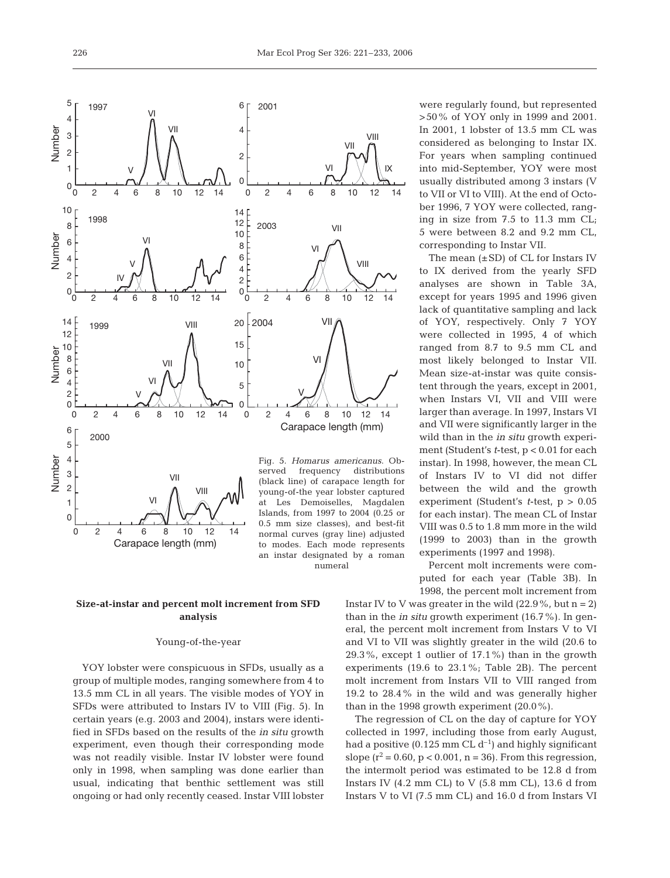Fig. 5. *Homarus americanus*. Observed frequency distributions (black line) of carapace length for young-of-the year lobster captured at Les Demoiselles, Magdalen Islands, from 1997 to 2004 (0.25 or 0.5 mm size classes), and best-fit normal curves (gray line) adjusted to modes. Each mode represents an instar designated by a roman numeral

were regularly found, but represented >50% of YOY only in 1999 and 2001. In 2001, 1 lobster of 13.5 mm CL was considered as belonging to Instar IX. For years when sampling continued into mid-September, YOY were most usually distributed among 3 instars (V to VII or VI to VIII). At the end of October 1996, 7 YOY were collected, ranging in size from 7.5 to 11.3 mm CL; 5 were between 8.2 and 9.2 mm CL, corresponding to Instar VII.

The mean (±SD) of CL for Instars IV to IX derived from the yearly SFD analyses are shown in Table 3A, except for years 1995 and 1996 given lack of quantitative sampling and lack of YOY, respectively. Only 7 YOY were collected in 1995, 4 of which ranged from 8.7 to 9.5 mm CL and most likely belonged to Instar VII. Mean size-at-instar was quite consistent through the years, except in 2001, when Instars VI, VII and VIII were larger than average. In 1997, Instars VI and VII were significantly larger in the wild than in the *in situ* growth experiment (Student's *t*-test, $p < 0.01$ for each instar). In 1998, however, the mean CL of Instars IV to VI did not differ between the wild and the growth experiment (Student's *t*-test, $p > 0.05$ for each instar). The mean CL of Instar VIII was 0.5 to 1.8 mm more in the wild (1999 to 2003) than in the growth experiments (1997 and 1998).

Percent molt increments were computed for each year (Table 3B). In 1998, the percent molt increment from Instar IV to V was greater in the wild (22.9%, but n = 2) than in the *in situ* growth experiment (16.7%). In general, the percent molt increment from Instars V to VI and VI to VII was slightly greater in the wild (20.6 to 29.3%, except 1 outlier of 17.1%) than in the growth experiments (19.6 to 23.1%; Table 2B). The percent molt increment from Instars VII to VIII ranged from 19.2 to 28.4% in the wild and was generally higher than in the 1998 growth experiment (20.0%).

The regression of CL on the day of capture for YOY collected in 1997, including those from early August, had a positive (0.125 mm CL $d^{-1}$) and highly significant slope ($r^2 = 0.60$, $p < 0.001$, $n = 36$). From this regression, the intermolt period was estimated to be 12.8 d from Instars IV (4.2 mm CL) to V (5.8 mm CL), 13.6 d from Instars V to VI (7.5 mm CL) and 16.0 d from Instars VI

## Size-at-instar and percent molt increment from SFD analysis

### Young-of-the-year

YOY lobster were conspicuous in SFDs, usually as a group of multiple modes, ranging somewhere from 4 to 13.5 mm CL in all years. The visible modes of YOY in SFDs were attributed to Instars IV to VIII (Fig. 5). In certain years (e.g. 2003 and 2004), instars were identified in SFDs based on the results of the *in situ* growth experiment, even though their corresponding mode was not readily visible. Instar IV lobster were found only in 1998, when sampling was done earlier than usual, indicating that benthic settlement was still ongoing or had only recently ceased. Instar VIII lobster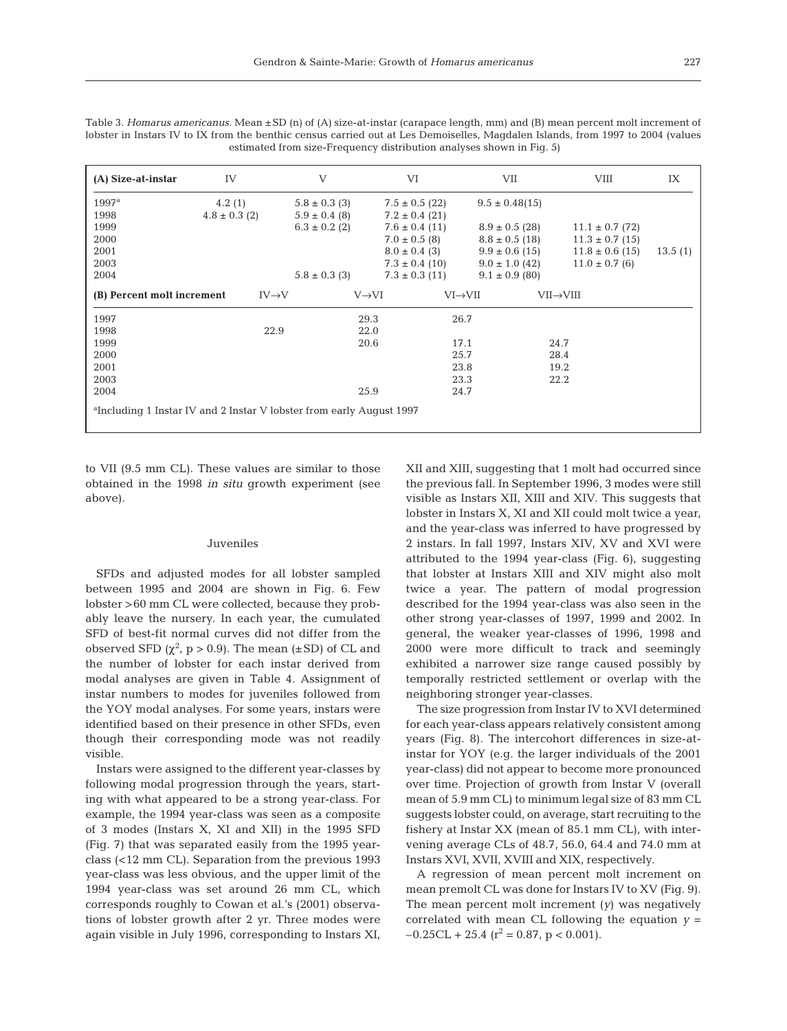Table 3. *Homarus americanus*. Mean ±SD (n) of (A) size-at-instar (carapace length, mm) and (B) mean percent molt increment of lobster in Instars IV to IX from the benthic census carried out at Les Demoiselles, Magdalen Islands, from 1997 to 2004 (values estimated from size-Frequency distribution analyses shown in Fig. 5)

| (A) Size-at-instar | IV | V | VI | VII | VIII | IX |
|---|---|---|---|---|---|---|
| 1997[a] | 4.2 (1) | 5.8 ± 0.3 (3) | 7.5 ± 0.5 (22) | 9.5 ± 0.48(15) | | |
| 1998 | 4.8 ± 0.3 (2) | 5.9 ± 0.4 (8) | 7.2 ± 0.4 (21) | | | |
| 1999 | | 6.3 ± 0.2 (2) | 7.6 ± 0.4 (11) | 8.9 ± 0.5 (28) | 11.1 ± 0.7 (72) | |
| 2000 | | | 7.0 ± 0.5 (8) | 8.8 ± 0.5 (18) | 11.3 ± 0.7 (15) | |
| 2001 | | | 8.0 ± 0.4 (3) | 9.9 ± 0.6 (15) | 11.8 ± 0.6 (15) | 13.5 (1) |
| 2003 | | | 7.3 ± 0.4 (10) | 9.0 ± 1.0 (42) | 11.0 ± 0.7 (6) | |
| 2004 | | 5.8 ± 0.3 (3) | 7.3 ± 0.3 (11) | 9.1 ± 0.9 (80) | | |

| (B) Percent molt increment | IV→V | V→VI | VI→VII | VII→VIII |
|---|---|---|---|---|
| 1997 | | 29.3 | 26.7 | |
| 1998 | 22.9 | 22.0 | | |
| 1999 | | 20.6 | 17.1 | 24.7 |
| 2000 | | | 25.7 | 28.4 |
| 2001 | | | 23.8 | 19.2 |
| 2003 | | | 23.3 | 22.2 |
| 2004 | | 25.9 | 24.7 | |

[a]Including 1 Instar IV and 2 Instar V lobster from early August 1997

to VII (9.5 mm CL). These values are similar to those obtained in the 1998 *in situ* growth experiment (see above).

### Juveniles

SFDs and adjusted modes for all lobster sampled between 1995 and 2004 are shown in Fig. 6. Few lobster >60 mm CL were collected, because they probably leave the nursery. In each year, the cumulated SFD of best-fit normal curves did not differ from the observed SFD ($\chi^2$, $p > 0.9$). The mean (±SD) of CL and the number of lobster for each instar derived from modal analyses are given in Table 4. Assignment of instar numbers to modes for juveniles followed from the YOY modal analyses. For some years, instars were identified based on their presence in other SFDs, even though their corresponding mode was not readily visible.

Instars were assigned to the different year-classes by following modal progression through the years, starting with what appeared to be a strong year-class. For example, the 1994 year-class was seen as a composite of 3 modes (Instars X, XI and XII) in the 1995 SFD (Fig. 7) that was separated easily from the 1995 year-class (<12 mm CL). Separation from the previous 1993 year-class was less obvious, and the upper limit of the 1994 year-class was set around 26 mm CL, which corresponds roughly to Cowan et al.'s (2001) observations of lobster growth after 2 yr. Three modes were again visible in July 1996, corresponding to Instars XI, XII and XIII, suggesting that 1 molt had occurred since the previous fall. In September 1996, 3 modes were still visible as Instars XII, XIII and XIV. This suggests that lobster in Instars X, XI and XII could molt twice a year, and the year-class was inferred to have progressed by 2 instars. In fall 1997, Instars XIV, XV and XVI were attributed to the 1994 year-class (Fig. 6), suggesting that lobster at Instars XIII and XIV might also molt twice a year. The pattern of modal progression described for the 1994 year-class was also seen in the other strong year-classes of 1997, 1999 and 2002. In general, the weaker year-classes of 1996, 1998 and 2000 were more difficult to track and seemingly exhibited a narrower size range caused possibly by temporally restricted settlement or overlap with the neighboring stronger year-classes.

The size progression from Instar IV to XVI determined for each year-class appears relatively consistent among years (Fig. 8). The intercohort differences in size-at-instar for YOY (e.g. the larger individuals of the 2001 year-class) did not appear to become more pronounced over time. Projection of growth from Instar V (overall mean of 5.9 mm CL) to minimum legal size of 83 mm CL suggests lobster could, on average, start recruiting to the fishery at Instar XX (mean of 85.1 mm CL), with intervening average CLs of 48.7, 56.0, 64.4 and 74.0 mm at Instars XVI, XVII, XVIII and XIX, respectively.

A regression of mean percent molt increment on mean premolt CL was done for Instars IV to XV (Fig. 9). The mean percent molt increment ($y$) was negatively correlated with mean CL following the equation $y = -0.25\text{CL} + 25.4$ ($r^2 = 0.87$, $p < 0.001$).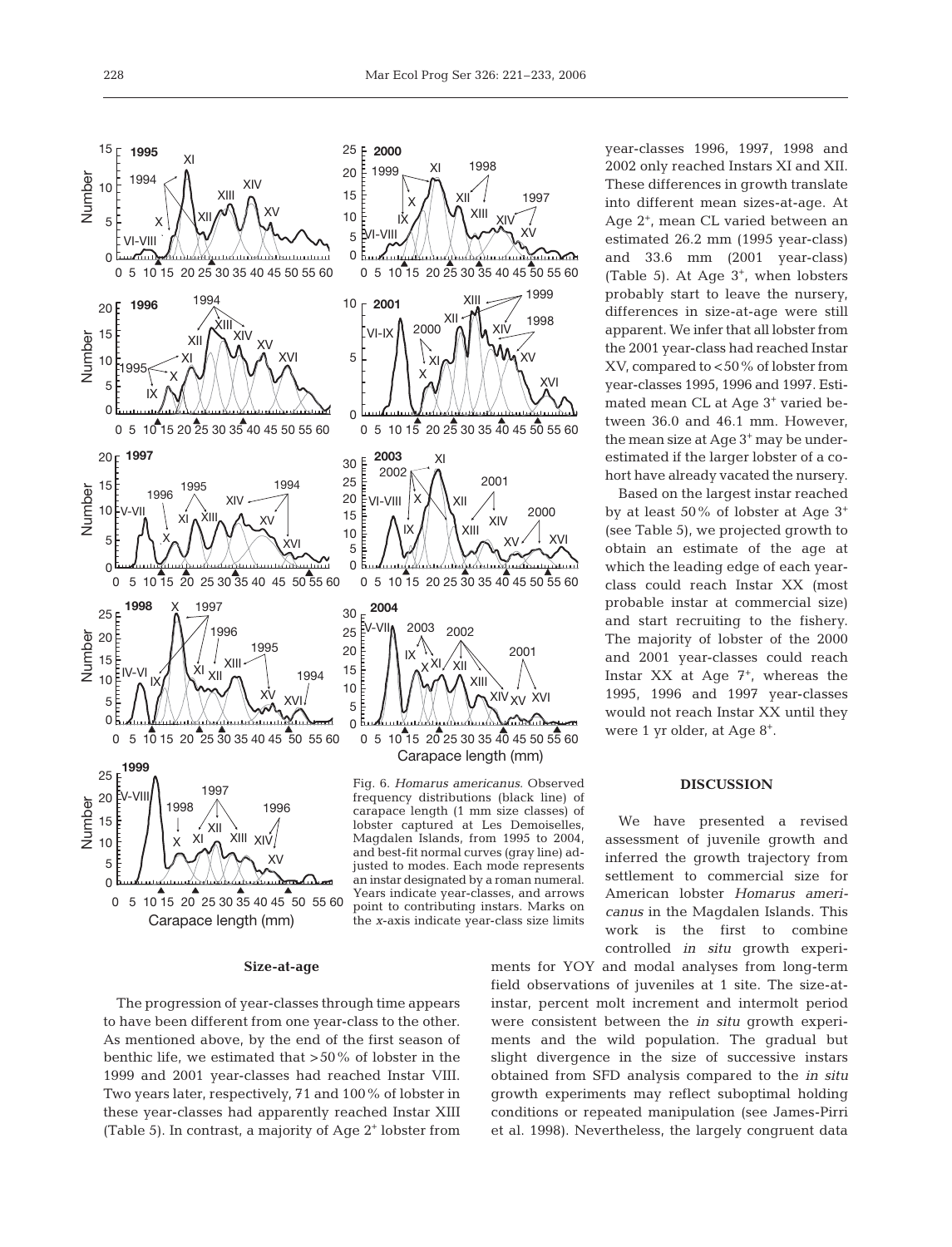Fig. 6. *Homarus americanus*. Observed frequency distributions (black line) of carapace length (1 mm size classes) of lobster captured at Les Demoiselles, Magdalen Islands, from 1995 to 2004, and best-fit normal curves (gray line) adjusted to modes. Each mode represents an instar designated by a roman numeral. Years indicate year-classes, and arrows point to contributing instars. Marks on the *x*-axis indicate year-class size limits

### Size-at-age

The progression of year-classes through time appears to have been different from one year-class to the other. As mentioned above, by the end of the first season of benthic life, we estimated that >50% of lobster in the 1999 and 2001 year-classes had reached Instar VIII. Two years later, respectively, 71 and 100% of lobster in these year-classes had apparently reached Instar XIII (Table 5). In contrast, a majority of Age $2^+$ lobster from year-classes 1996, 1997, 1998 and 2002 only reached Instars XI and XII. These differences in growth translate into different mean sizes-at-age. At Age $2^+$, mean CL varied between an estimated 26.2 mm (1995 year-class) and 33.6 mm (2001 year-class) (Table 5). At Age $3^+$, when lobsters probably start to leave the nursery, differences in size-at-age were still apparent. We infer that all lobster from the 2001 year-class had reached Instar XV, compared to <50% of lobster from year-classes 1995, 1996 and 1997. Estimated mean CL at Age $3^+$ varied between 36.0 and 46.1 mm. However, the mean size at Age $3^+$ may be underestimated if the larger lobster of a cohort have already vacated the nursery.

Based on the largest instar reached by at least 50% of lobster at Age $3^+$ (see Table 5), we projected growth to obtain an estimate of the age at which the leading edge of each year-class could reach Instar XX (most probable instar at commercial size) and start recruiting to the fishery. The majority of lobster of the 2000 and 2001 year-classes could reach Instar XX at Age $7^+$, whereas the 1995, 1996 and 1997 year-classes would not reach Instar XX until they were 1 yr older, at Age $8^+$.

## DISCUSSION

We have presented a revised assessment of juvenile growth and inferred the growth trajectory from settlement to commercial size for American lobster *Homarus americanus* in the Magdalen Islands. This work is the first to combine controlled *in situ* growth experiments for YOY and modal analyses from long-term field observations of juveniles at 1 site. The size-at-instar, percent molt increment and intermolt period were consistent between the *in situ* growth experiments and the wild population. The gradual but slight divergence in the size of successive instars obtained from SFD analysis compared to the *in situ* growth experiments may reflect suboptimal holding conditions or repeated manipulation (see James-Pirri et al. 1998). Nevertheless, the largely congruent data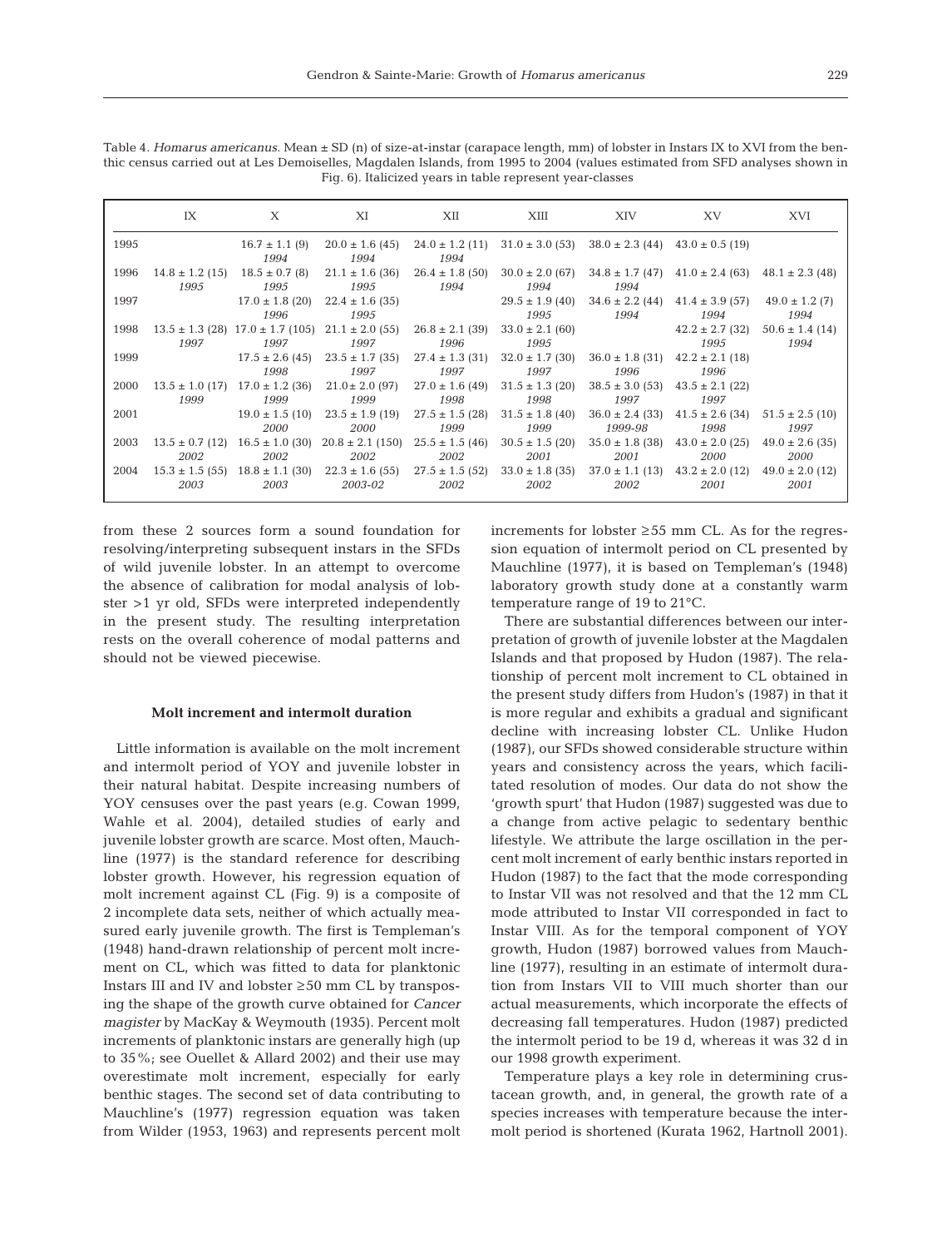Table 4. *Homarus americanus*. Mean ± SD (n) of size-at-instar (carapace length, mm) of lobster in Instars IX to XVI from the benthic census carried out at Les Demoiselles, Magdalen Islands, from 1995 to 2004 (values estimated from SFD analyses shown in Fig. 6). Italicized years in table represent year-classes

| | IX | X | XI | XII | XIII | XIV | XV | XVI |
|---|---|---|---|---|---|---|---|---|
| 1995 | | 16.7 ± 1.1 (9) *1994* | 20.0 ± 1.6 (45) *1994* | 24.0 ± 1.2 (11) *1994* | 31.0 ± 3.0 (53) | 38.0 ± 2.3 (44) | 43.0 ± 0.5 (19) | |
| 1996 | 14.8 ± 1.2 (15) *1995* | 18.5 ± 0.7 (8) *1995* | 21.1 ± 1.6 (36) *1995* | 26.4 ± 1.8 (50) *1994* | 30.0 ± 2.0 (67) *1994* | 34.8 ± 1.7 (47) *1994* | 41.0 ± 2.4 (63) | 48.1 ± 2.3 (48) |
| 1997 | | 17.0 ± 1.8 (20) *1996* | 22.4 ± 1.6 (35) *1995* | | 29.5 ± 1.9 (40) *1995* | 34.6 ± 2.2 (44) *1994* | 41.4 ± 3.9 (57) *1994* | 49.0 ± 1.2 (7) *1994* |
| 1998 | 13.5 ± 1.3 (28) *1997* | 17.0 ± 1.7 (105) *1997* | 21.1 ± 2.0 (55) *1997* | 26.8 ± 2.1 (39) *1996* | 33.0 ± 2.1 (60) *1995* | | 42.2 ± 2.7 (32) *1995* | 50.6 ± 1.4 (14) *1994* |
| 1999 | | 17.5 ± 2.6 (45) *1998* | 23.5 ± 1.7 (35) *1997* | 27.4 ± 1.3 (31) *1997* | 32.0 ± 1.7 (30) *1997* | 36.0 ± 1.8 (31) *1996* | 42.2 ± 2.1 (18) *1996* | |
| 2000 | 13.5 ± 1.0 (17) *1999* | 17.0 ± 1.2 (36) *1999* | 21.0 ± 2.0 (97) *1999* | 27.0 ± 1.6 (49) *1998* | 31.5 ± 1.3 (20) *1998* | 38.5 ± 3.0 (53) *1997* | 43.5 ± 2.1 (22) *1997* | |
| 2001 | | 19.0 ± 1.5 (10) *2000* | 23.5 ± 1.9 (19) *2000* | 27.5 ± 1.5 (28) *1999* | 31.5 ± 1.8 (40) *1999* | 36.0 ± 2.4 (33) *1999-98* | 41.5 ± 2.6 (34) *1998* | 51.5 ± 2.5 (10) *1997* |
| 2003 | 13.5 ± 0.7 (12) *2002* | 16.5 ± 1.0 (30) *2002* | 20.8 ± 2.1 (150) *2002* | 25.5 ± 1.5 (46) *2002* | 30.5 ± 1.5 (20) *2001* | 35.0 ± 1.8 (38) *2001* | 43.0 ± 2.0 (25) *2000* | 49.0 ± 2.6 (35) *2000* |
| 2004 | 15.3 ± 1.5 (55) *2003* | 18.8 ± 1.1 (30) *2003* | 22.3 ± 1.6 (55) *2003-02* | 27.5 ± 2.1 (52) *2002* | 33.0 ± 1.8 (35) *2002* | 37.0 ± 1.1 (13) *2002* | 43.2 ± 2.0 (12) *2001* | 49.0 ± 2.0 (12) *2001* |

from these 2 sources form a sound foundation for resolving/interpreting subsequent instars in the SFDs of wild juvenile lobster. In an attempt to overcome the absence of calibration for modal analysis of lobster >1 yr old, SFDs were interpreted independently in the present study. The resulting interpretation rests on the overall coherence of modal patterns and should not be viewed piecewise.

### Molt increment and intermolt duration

Little information is available on the molt increment and intermolt period of YOY and juvenile lobster in their natural habitat. Despite increasing numbers of YOY censuses over the past years (e.g. Cowan 1999, Wahle et al. 2004), detailed studies of early and juvenile lobster growth are scarce. Most often, Mauchline (1977) is the standard reference for describing lobster growth. However, his regression equation of molt increment against CL (Fig. 9) is a composite of 2 incomplete data sets, neither of which actually measured early juvenile growth. The first is Templeman's (1948) hand-drawn relationship of percent molt increment on CL, which was fitted to data for planktonic Instars III and IV and lobster ≥50 mm CL by transposing the shape of the growth curve obtained for *Cancer magister* by MacKay & Weymouth (1935). Percent molt increments of planktonic instars are generally high (up to 35%; see Ouellet & Allard 2002) and their use may overestimate molt increment, especially for early benthic stages. The second set of data contributing to Mauchline's (1977) regression equation was taken from Wilder (1953, 1963) and represents percent molt increments for lobster ≥55 mm CL. As for the regression equation of intermolt period on CL presented by Mauchline (1977), it is based on Templeman's (1948) laboratory growth study done at a constantly warm temperature range of 19 to 21°C.

There are substantial differences between our interpretation of growth of juvenile lobster at the Magdalen Islands and that proposed by Hudon (1987). The relationship of percent molt increment to CL obtained in the present study differs from Hudon's (1987) in that it is more regular and exhibits a gradual and significant decline with increasing lobster CL. Unlike Hudon (1987), our SFDs showed considerable structure within years and consistency across the years, which facilitated resolution of modes. Our data do not show the 'growth spurt' that Hudon (1987) suggested was due to a change from active pelagic to sedentary benthic lifestyle. We attribute the large oscillation in the percent molt increment of early benthic instars reported in Hudon (1987) to the fact that the mode corresponding to Instar VII was not resolved and that the 12 mm CL mode attributed to Instar VII corresponded in fact to Instar VIII. As for the temporal component of YOY growth, Hudon (1987) borrowed values from Mauchline (1977), resulting in an estimate of intermolt duration from Instars VII to VIII much shorter than our actual measurements, which incorporate the effects of decreasing fall temperatures. Hudon (1987) predicted the intermolt period to be 19 d, whereas it was 32 d in our 1998 growth experiment.

Temperature plays a key role in determining crustacean growth, and, in general, the growth rate of a species increases with temperature because the intermolt period is shortened (Kurata 1962, Hartnoll 2001).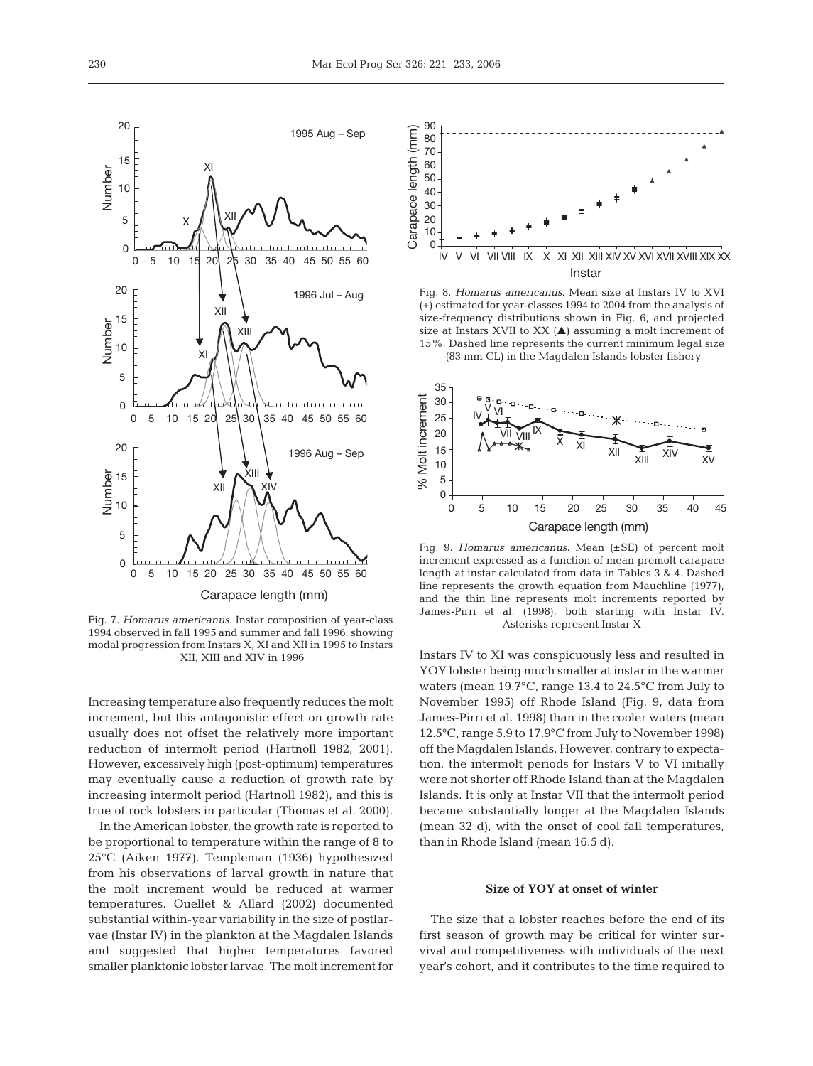Fig. 7. *Homarus americanus*. Instar composition of year-class 1994 observed in fall 1995 and summer and fall 1996, showing modal progression from Instars X, XI and XII in 1995 to Instars XII, XIII and XIV in 1996

Fig. 8. *Homarus americanus*. Mean size at Instars IV to XVI (+) estimated for year-classes 1994 to 2004 from the analysis of size-frequency distributions shown in Fig. 6, and projected size at Instars XVII to XX (▲) assuming a molt increment of 15%. Dashed line represents the current minimum legal size (83 mm CL) in the Magdalen Islands lobster fishery

Fig. 9. *Homarus americanus*. Mean (±SE) of percent molt increment expressed as a function of mean premolt carapace length at instar calculated from data in Tables 3 & 4. Dashed line represents the growth equation from Mauchline (1977), and the thin line represents molt increments reported by James-Pirri et al. (1998), both starting with Instar IV. Asterisks represent Instar X

Increasing temperature also frequently reduces the molt increment, but this antagonistic effect on growth rate usually does not offset the relatively more important reduction of intermolt period (Hartnoll 1982, 2001). However, excessively high (post-optimum) temperatures may eventually cause a reduction of growth rate by increasing intermolt period (Hartnoll 1982), and this is true of rock lobsters in particular (Thomas et al. 2000).

In the American lobster, the growth rate is reported to be proportional to temperature within the range of 8 to 25°C (Aiken 1977). Templeman (1936) hypothesized from his observations of larval growth in nature that the molt increment would be reduced at warmer temperatures. Ouellet & Allard (2002) documented substantial within-year variability in the size of postlarvae (Instar IV) in the plankton at the Magdalen Islands and suggested that higher temperatures favored smaller planktonic lobster larvae. The molt increment for Instars IV to XI was conspicuously less and resulted in YOY lobster being much smaller at instar in the warmer waters (mean 19.7°C, range 13.4 to 24.5°C from July to November 1995) off Rhode Island (Fig. 9, data from James-Pirri et al. 1998) than in the cooler waters (mean 12.5°C, range 5.9 to 17.9°C from July to November 1998) off the Magdalen Islands. However, contrary to expectation, the intermolt periods for Instars V to VI initially were not shorter off Rhode Island than at the Magdalen Islands. It is only at Instar VII that the intermolt period became substantially longer at the Magdalen Islands (mean 32 d), with the onset of cool fall temperatures, than in Rhode Island (mean 16.5 d).

### Size of YOY at onset of winter

The size that a lobster reaches before the end of its first season of growth may be critical for winter survival and competitiveness with individuals of the next year's cohort, and it contributes to the time required to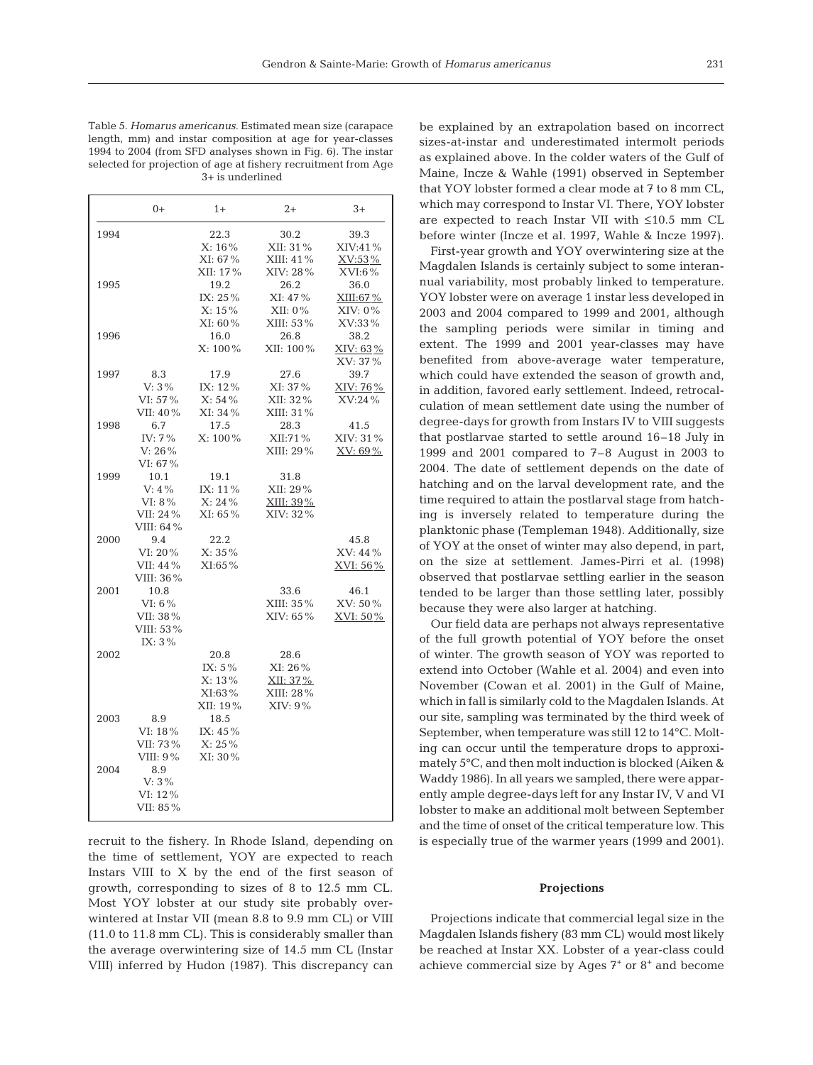Table 5. *Homarus americanus*. Estimated mean size (carapace length, mm) and instar composition at age for year-classes 1994 to 2004 (from SFD analyses shown in Fig. 6). The instar selected for projection of age at fishery recruitment from Age 3+ is underlined

| | 0+ | 1+ | 2+ | 3+ |
|---|---|---|---|---|
| 1994 | | 22.3<br>X: 16%<br>XI: 67%<br>XII: 17% | 30.2<br>XII: 31%<br>XIII: 41%<br>XIV: 28% | 39.3<br>XIV:41%<br><u>XV:53%</u><br>XVI:6% |
| 1995 | | 19.2<br>IX: 25%<br>X: 15%<br>XI: 60% | 26.2<br>XI: 47%<br>XII: 0%<br>XIII: 53% | 36.0<br><u>XIII:67%</u><br>XIV: 0%<br>XV:33% |
| 1996 | | 16.0<br>X: 100% | 26.8<br>XII: 100% | 38.2<br><u>XIV: 63%</u><br>XV: 37% |
| 1997 | 8.3<br>V: 3%<br>VI: 57%<br>VII: 40% | 17.9<br>IX: 12%<br>X: 54%<br>XI: 34% | 27.6<br>XI: 37%<br>XII: 32%<br>XIII: 31% | 39.7<br><u>XIV: 76%</u><br>XV:24% |
| 1998 | 6.7<br>IV: 7%<br>V: 26%<br>VI: 67% | 17.5<br>X: 100% | 28.3<br>XII:71%<br>XIII: 29% | 41.5<br>XIV: 31%<br><u>XV: 69%</u> |
| 1999 | 10.1<br>V: 4%<br>VI: 8%<br>VII: 24%<br>VIII: 64% | 19.1<br>IX: 11%<br>X: 24%<br>XI: 65% | 31.8<br>XII: 29%<br><u>XIII: 39%</u><br>XIV: 32% | |
| 2000 | 9.4<br>VI: 20%<br>VII: 44%<br>VIII: 36% | 22.2<br>X: 35%<br>XI:65% | | 45.8<br>XV: 44%<br><u>XVI: 56%</u> |
| 2001 | 10.8<br>VI: 6%<br>VII: 38%<br>VIII: 53%<br>IX: 3% | | 33.6<br>XIII: 35%<br>XIV: 65% | 46.1<br>XV: 50%<br><u>XVI: 50%</u> |
| 2002 | | 20.8<br>IX: 5%<br>X: 13%<br>XI:63%<br>XII: 19% | 28.6<br>XI: 26%<br><u>XII: 37%</u><br>XIII: 28%<br>XIV: 9% | |
| 2003 | 8.9<br>VI: 18%<br>VII: 73%<br>VIII: 9% | 18.5<br>IX: 45%<br>X: 25%<br>XI: 30% | | |
| 2004 | 8.9<br>V: 3%<br>VI: 12%<br>VII: 85% | | | |

recruit to the fishery. In Rhode Island, depending on the time of settlement, YOY are expected to reach Instars VIII to X by the end of the first season of growth, corresponding to sizes of 8 to 12.5 mm CL. Most YOY lobster at our study site probably overwintered at Instar VII (mean 8.8 to 9.9 mm CL) or VIII (11.0 to 11.8 mm CL). This is considerably smaller than the average overwintering size of 14.5 mm CL (Instar VIII) inferred by Hudon (1987). This discrepancy can be explained by an extrapolation based on incorrect sizes-at-instar and underestimated intermolt periods as explained above. In the colder waters of the Gulf of Maine, Incze & Wahle (1991) observed in September that YOY lobster formed a clear mode at 7 to 8 mm CL, which may correspond to Instar VI. There, YOY lobster are expected to reach Instar VII with ≤10.5 mm CL before winter (Incze et al. 1997, Wahle & Incze 1997).

First-year growth and YOY overwintering size at the Magdalen Islands is certainly subject to some interannual variability, most probably linked to temperature. YOY lobster were on average 1 instar less developed in 2003 and 2004 compared to 1999 and 2001, although the sampling periods were similar in timing and extent. The 1999 and 2001 year-classes may have benefited from above-average water temperature, which could have extended the season of growth and, in addition, favored early settlement. Indeed, retrocalculation of mean settlement date using the number of degree-days for growth from Instars IV to VIII suggests that postlarvae started to settle around 16–18 July in 1999 and 2001 compared to 7–8 August in 2003 to 2004. The date of settlement depends on the date of hatching and on the larval development rate, and the time required to attain the postlarval stage from hatching is inversely related to temperature during the planktonic phase (Templeman 1948). Additionally, size of YOY at the onset of winter may also depend, in part, on the size at settlement. James-Pirri et al. (1998) observed that postlarvae settling earlier in the season tended to be larger than those settling later, possibly because they were also larger at hatching.

Our field data are perhaps not always representative of the full growth potential of YOY before the onset of winter. The growth season of YOY was reported to extend into October (Wahle et al. 2004) and even into November (Cowan et al. 2001) in the Gulf of Maine, which in fall is similarly cold to the Magdalen Islands. At our site, sampling was terminated by the third week of September, when temperature was still 12 to 14°C. Molting can occur until the temperature drops to approximately 5°C, and then molt induction is blocked (Aiken & Waddy 1986). In all years we sampled, there were apparently ample degree-days left for any Instar IV, V and VI lobster to make an additional molt between September and the time of onset of the critical temperature low. This is especially true of the warmer years (1999 and 2001).

### Projections

Projections indicate that commercial legal size in the Magdalen Islands fishery (83 mm CL) would most likely be reached at Instar XX. Lobster of a year-class could achieve commercial size by Ages $7^+$ or $8^+$ and become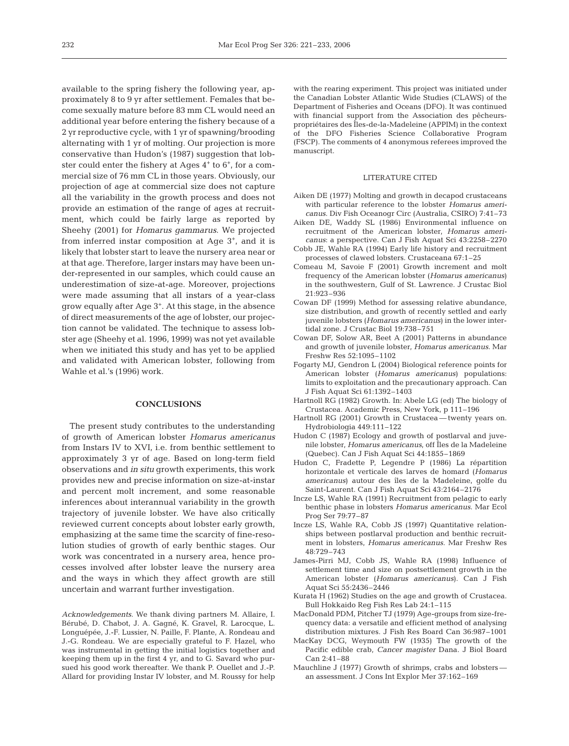available to the spring fishery the following year, approximately 8 to 9 yr after settlement. Females that become sexually mature before 83 mm CL would need an additional year before entering the fishery because of a 2 yr reproductive cycle, with 1 yr of spawning/brooding alternating with 1 yr of molting. Our projection is more conservative than Hudon's (1987) suggestion that lobster could enter the fishery at Ages $4^+$ to $6^+$, for a commercial size of 76 mm CL in those years. Obviously, our projection of age at commercial size does not capture all the variability in the growth process and does not provide an estimation of the range of ages at recruitment, which could be fairly large as reported by Sheehy (2001) for *Homarus gammarus*. We projected from inferred instar composition at Age $3^+$, and it is likely that lobster start to leave the nursery area near or at that age. Therefore, larger instars may have been under-represented in our samples, which could cause an underestimation of size-at-age. Moreover, projections were made assuming that all instars of a year-class grow equally after Age $3^+$. At this stage, in the absence of direct measurements of the age of lobster, our projection cannot be validated. The technique to assess lobster age (Sheehy et al. 1996, 1999) was not yet available when we initiated this study and has yet to be applied and validated with American lobster, following from Wahle et al.'s (1996) work.

## CONCLUSIONS

The present study contributes to the understanding of growth of American lobster *Homarus americanus* from Instars IV to XVI, i.e. from benthic settlement to approximately 3 yr of age. Based on long-term field observations and *in situ* growth experiments, this work provides new and precise information on size-at-instar and percent molt increment, and some reasonable inferences about interannual variability in the growth trajectory of juvenile lobster. We have also critically reviewed current concepts about lobster early growth, emphasizing at the same time the scarcity of fine-resolution studies of growth of early benthic stages. Our work was concentrated in a nursery area, hence processes involved after lobster leave the nursery area and the ways in which they affect growth are still uncertain and warrant further investigation.

*Acknowledgements.* We thank diving partners M. Allaire, I. Bérubé, D. Chabot, J. A. Gagné, K. Gravel, R. Larocque, L. Longuépée, J.-F. Lussier, N. Paille, F. Plante, A. Rondeau and J.-G. Rondeau. We are especially grateful to F. Hazel, who was instrumental in getting the initial logistics together and keeping them up in the first 4 yr, and to G. Savard who pursued his good work thereafter. We thank P. Ouellet and J.-P. Allard for providing Instar IV lobster, and M. Roussy for help with the rearing experiment. This project was initiated under the Canadian Lobster Atlantic Wide Studies (CLAWS) of the Department of Fisheries and Oceans (DFO). It was continued with financial support from the Association des pêcheurs-propriétaires des Îles-de-la-Madeleine (APPIM) in the context of the DFO Fisheries Science Collaborative Program (FSCP). The comments of 4 anonymous referees improved the manuscript.

## LITERATURE CITED

- Aiken DE (1977) Molting and growth in decapod crustaceans with particular reference to the lobster *Homarus americanus*. Div Fish Oceanogr Circ (Australia, CSIRO) 7:41–73
- Aiken DE, Waddy SL (1986) Environmental influence on recruitment of the American lobster, *Homarus americanus*: a perspective. Can J Fish Aquat Sci 43:2258–2270
- Cobb JE, Wahle RA (1994) Early life history and recruitment processes of clawed lobsters. Crustaceana 67:1–25
- Comeau M, Savoie F (2001) Growth increment and molt frequency of the American lobster (*Homarus americanus*) in the southwestern, Gulf of St. Lawrence. J Crustac Biol 21:923–936
- Cowan DF (1999) Method for assessing relative abundance, size distribution, and growth of recently settled and early juvenile lobsters (*Homarus americanus*) in the lower intertidal zone. J Crustac Biol 19:738–751
- Cowan DF, Solow AR, Beet A (2001) Patterns in abundance and growth of juvenile lobster, *Homarus americanus*. Mar Freshw Res 52:1095–1102
- Fogarty MJ, Gendron L (2004) Biological reference points for American lobster (*Homarus americanus*) populations: limits to exploitation and the precautionary approach. Can J Fish Aquat Sci 61:1392–1403
- Hartnoll RG (1982) Growth. In: Abele LG (ed) The biology of Crustacea. Academic Press, New York, p 111–196
- Hartnoll RG (2001) Growth in Crustacea — twenty years on. Hydrobiologia 449:111–122
- Hudon C (1987) Ecology and growth of postlarval and juvenile lobster, *Homarus americanus*, off Îles de la Madeleine (Quebec). Can J Fish Aquat Sci 44:1855–1869
- Hudon C, Fradette P, Legendre P (1986) La répartition horizontale et verticale des larves de homard (*Homarus americanus*) autour des îles de la Madeleine, golfe du Saint-Laurent. Can J Fish Aquat Sci 43:2164–2176
- Incze LS, Wahle RA (1991) Recruitment from pelagic to early benthic phase in lobsters *Homarus americanus*. Mar Ecol Prog Ser 79:77–87
- Incze LS, Wahle RA, Cobb JS (1997) Quantitative relationships between postlarval production and benthic recruitment in lobsters, *Homarus americanus*. Mar Freshw Res 48:729–743
- James-Pirri MJ, Cobb JS, Wahle RA (1998) Influence of settlement time and size on postsettlement growth in the American lobster (*Homarus americanus*). Can J Fish Aquat Sci 55:2436–2446
- Kurata H (1962) Studies on the age and growth of Crustacea. Bull Hokkaido Reg Fish Res Lab 24:1–115
- MacDonald PDM, Pitcher TJ (1979) Age-groups from size-frequency data: a versatile and efficient method of analysing distribution mixtures. J Fish Res Board Can 36:987–1001
- MacKay DCG, Weymouth FW (1935) The growth of the Pacific edible crab, *Cancer magister* Dana. J Biol Board Can 2:41–88
- Mauchline J (1977) Growth of shrimps, crabs and lobsters — an assessment. J Cons Int Explor Mer 37:162–169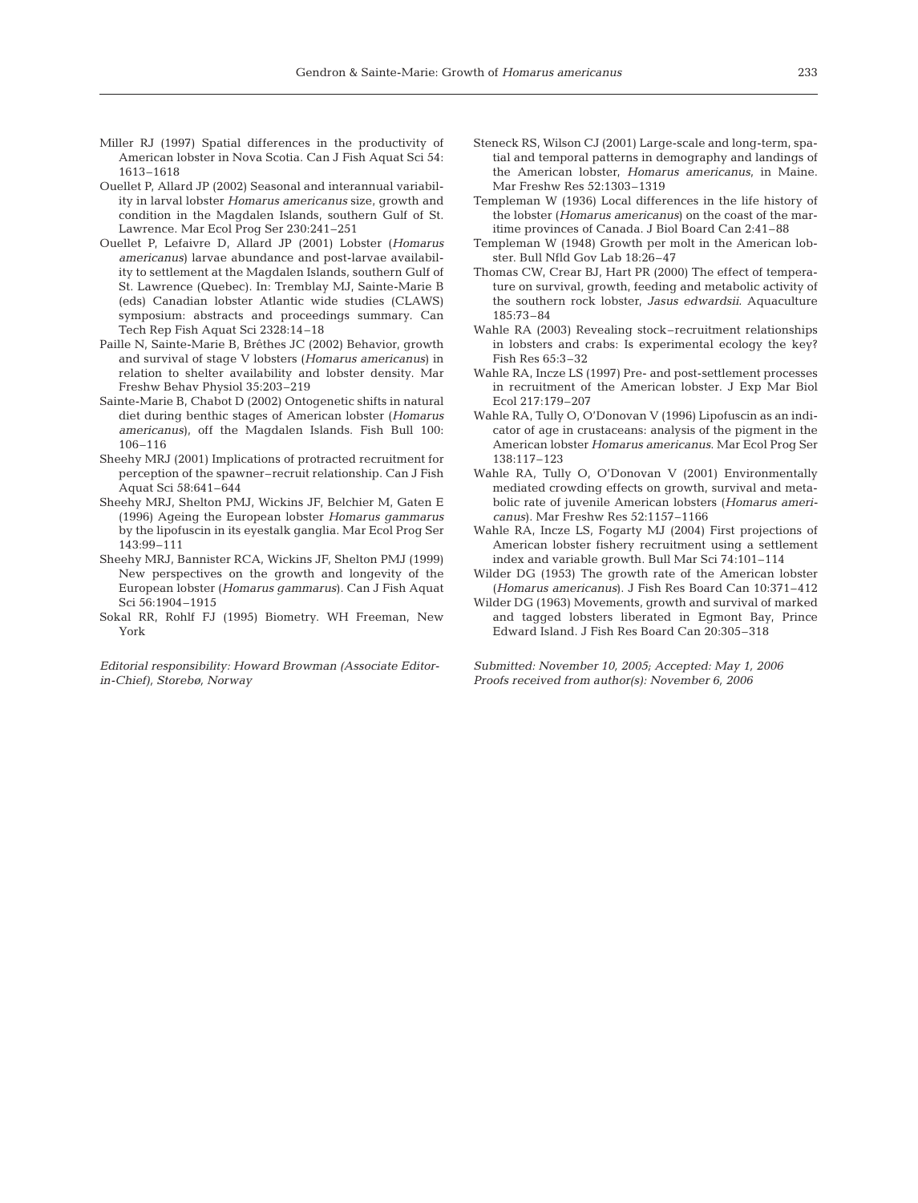Miller RJ (1997) Spatial differences in the productivity of American lobster in Nova Scotia. Can J Fish Aquat Sci 54: 1613–1618

Ouellet P, Allard JP (2002) Seasonal and interannual variability in larval lobster *Homarus americanus* size, growth and condition in the Magdalen Islands, southern Gulf of St. Lawrence. Mar Ecol Prog Ser 230:241–251

Ouellet P, Lefaivre D, Allard JP (2001) Lobster (*Homarus americanus*) larvae abundance and post-larvae availability to settlement at the Magdalen Islands, southern Gulf of St. Lawrence (Quebec). In: Tremblay MJ, Sainte-Marie B (eds) Canadian lobster Atlantic wide studies (CLAWS) symposium: abstracts and proceedings summary. Can Tech Rep Fish Aquat Sci 2328:14–18

Paille N, Sainte-Marie B, Brêthes JC (2002) Behavior, growth and survival of stage V lobsters (*Homarus americanus*) in relation to shelter availability and lobster density. Mar Freshw Behav Physiol 35:203–219

Sainte-Marie B, Chabot D (2002) Ontogenetic shifts in natural diet during benthic stages of American lobster (*Homarus americanus*), off the Magdalen Islands. Fish Bull 100: 106–116

Sheehy MRJ (2001) Implications of protracted recruitment for perception of the spawner–recruit relationship. Can J Fish Aquat Sci 58:641–644

Sheehy MRJ, Shelton PMJ, Wickins JF, Belchier M, Gaten E (1996) Ageing the European lobster *Homarus gammarus* by the lipofuscin in its eyestalk ganglia. Mar Ecol Prog Ser 143:99–111

Sheehy MRJ, Bannister RCA, Wickins JF, Shelton PMJ (1999) New perspectives on the growth and longevity of the European lobster (*Homarus gammarus*). Can J Fish Aquat Sci 56:1904–1915

Sokal RR, Rohlf FJ (1995) Biometry. WH Freeman, New York

Steneck RS, Wilson CJ (2001) Large-scale and long-term, spatial and temporal patterns in demography and landings of the American lobster, *Homarus americanus*, in Maine. Mar Freshw Res 52:1303–1319

Templeman W (1936) Local differences in the life history of the lobster (*Homarus americanus*) on the coast of the maritime provinces of Canada. J Biol Board Can 2:41–88

Templeman W (1948) Growth per molt in the American lobster. Bull Nfld Gov Lab 18:26–47

Thomas CW, Crear BJ, Hart PR (2000) The effect of temperature on survival, growth, feeding and metabolic activity of the southern rock lobster, *Jasus edwardsii*. Aquaculture 185:73–84

Wahle RA (2003) Revealing stock–recruitment relationships in lobsters and crabs: Is experimental ecology the key? Fish Res 65:3–32

Wahle RA, Incze LS (1997) Pre- and post-settlement processes in recruitment of the American lobster. J Exp Mar Biol Ecol 217:179–207

Wahle RA, Tully O, O'Donovan V (1996) Lipofuscin as an indicator of age in crustaceans: analysis of the pigment in the American lobster *Homarus americanus*. Mar Ecol Prog Ser 138:117–123

Wahle RA, Tully O, O'Donovan V (2001) Environmentally mediated crowding effects on growth, survival and metabolic rate of juvenile American lobsters (*Homarus americanus*). Mar Freshw Res 52:1157–1166

Wahle RA, Incze LS, Fogarty MJ (2004) First projections of American lobster fishery recruitment using a settlement index and variable growth. Bull Mar Sci 74:101–114

Wilder DG (1953) The growth rate of the American lobster (*Homarus americanus*). J Fish Res Board Can 10:371–412

Wilder DG (1963) Movements, growth and survival of marked and tagged lobsters liberated in Egmont Bay, Prince Edward Island. J Fish Res Board Can 20:305–318

*Editorial responsibility: Howard Browman (Associate Editor-in-Chief), Storebø, Norway*

*Submitted: November 10, 2005; Accepted: May 1, 2006*
*Proofs received from author(s): November 6, 2006*